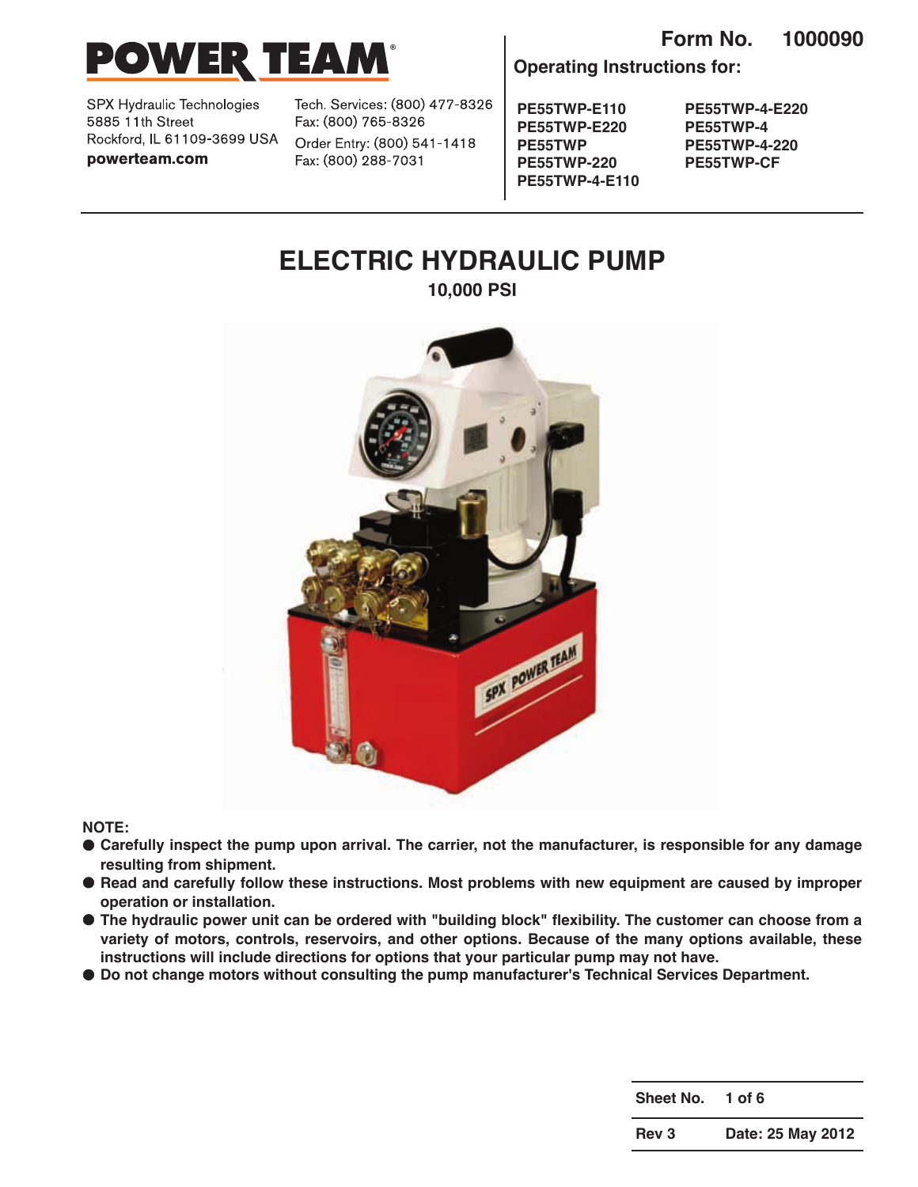# POWER TEAM®

SPX Hydraulic Technologies
5885 11th Street
Rockford, IL 61109-3699 USA
**powerteam.com**

Tech. Services: (800) 477-8326
Fax: (800) 765-8326
Order Entry: (800) 541-1418
Fax: (800) 288-7031

**Form No. 1000090**

**Operating Instructions for:**

**PE55TWP-E110**
**PE55TWP-E220**
**PE55TWP**
**PE55TWP-220**
**PE55TWP-4-E110**
**PE55TWP-4-E220**
**PE55TWP-4**
**PE55TWP-4-220**
**PE55TWP-CF**

# ELECTRIC HYDRAULIC PUMP

**10,000 PSI**

**NOTE:**

- **Carefully inspect the pump upon arrival. The carrier, not the manufacturer, is responsible for any damage resulting from shipment.**
- **Read and carefully follow these instructions. Most problems with new equipment are caused by improper operation or installation.**
- **The hydraulic power unit can be ordered with "building block" flexibility. The customer can choose from a variety of motors, controls, reservoirs, and other options. Because of the many options available, these instructions will include directions for options that your particular pump may not have.**
- **Do not change motors without consulting the pump manufacturer's Technical Services Department.**

| **Sheet No.** | **1 of 6** |
|---|---|
| **Rev 3** | **Date: 25 May 2012** |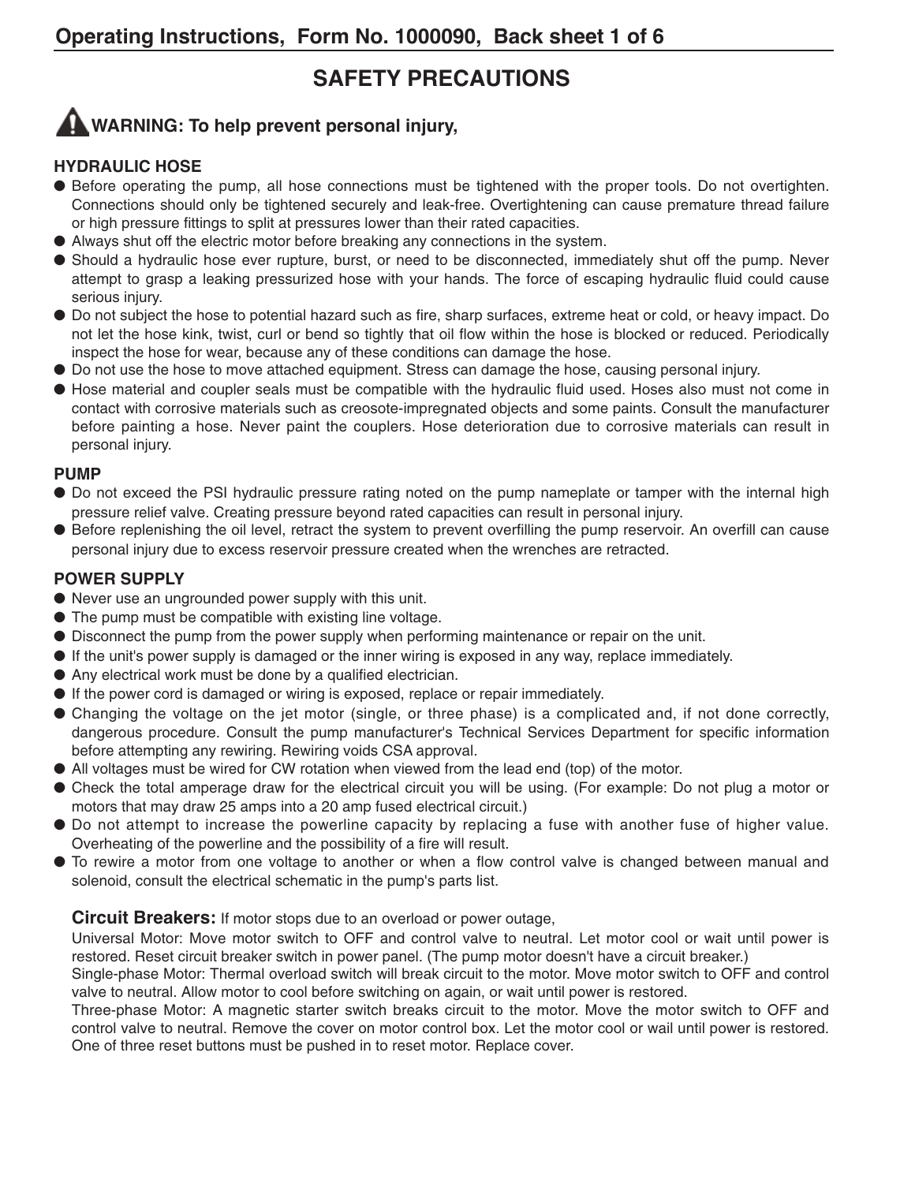# SAFETY PRECAUTIONS

## WARNING: To help prevent personal injury,

### HYDRAULIC HOSE

- Before operating the pump, all hose connections must be tightened with the proper tools. Do not overtighten. Connections should only be tightened securely and leak-free. Overtightening can cause premature thread failure or high pressure fittings to split at pressures lower than their rated capacities.
- Always shut off the electric motor before breaking any connections in the system.
- Should a hydraulic hose ever rupture, burst, or need to be disconnected, immediately shut off the pump. Never attempt to grasp a leaking pressurized hose with your hands. The force of escaping hydraulic fluid could cause serious injury.
- Do not subject the hose to potential hazard such as fire, sharp surfaces, extreme heat or cold, or heavy impact. Do not let the hose kink, twist, curl or bend so tightly that oil flow within the hose is blocked or reduced. Periodically inspect the hose for wear, because any of these conditions can damage the hose.
- Do not use the hose to move attached equipment. Stress can damage the hose, causing personal injury.
- Hose material and coupler seals must be compatible with the hydraulic fluid used. Hoses also must not come in contact with corrosive materials such as creosote-impregnated objects and some paints. Consult the manufacturer before painting a hose. Never paint the couplers. Hose deterioration due to corrosive materials can result in personal injury.

### PUMP

- Do not exceed the PSI hydraulic pressure rating noted on the pump nameplate or tamper with the internal high pressure relief valve. Creating pressure beyond rated capacities can result in personal injury.
- Before replenishing the oil level, retract the system to prevent overfilling the pump reservoir. An overfill can cause personal injury due to excess reservoir pressure created when the wrenches are retracted.

### POWER SUPPLY

- Never use an ungrounded power supply with this unit.
- The pump must be compatible with existing line voltage.
- Disconnect the pump from the power supply when performing maintenance or repair on the unit.
- If the unit's power supply is damaged or the inner wiring is exposed in any way, replace immediately.
- Any electrical work must be done by a qualified electrician.
- If the power cord is damaged or wiring is exposed, replace or repair immediately.
- Changing the voltage on the jet motor (single, or three phase) is a complicated and, if not done correctly, dangerous procedure. Consult the pump manufacturer's Technical Services Department for specific information before attempting any rewiring. Rewiring voids CSA approval.
- All voltages must be wired for CW rotation when viewed from the lead end (top) of the motor.
- Check the total amperage draw for the electrical circuit you will be using. (For example: Do not plug a motor or motors that may draw 25 amps into a 20 amp fused electrical circuit.)
- Do not attempt to increase the powerline capacity by replacing a fuse with another fuse of higher value. Overheating of the powerline and the possibility of a fire will result.
- To rewire a motor from one voltage to another or when a flow control valve is changed between manual and solenoid, consult the electrical schematic in the pump's parts list.

**Circuit Breakers:** If motor stops due to an overload or power outage,

Universal Motor: Move motor switch to OFF and control valve to neutral. Let motor cool or wait until power is restored. Reset circuit breaker switch in power panel. (The pump motor doesn't have a circuit breaker.)

Single-phase Motor: Thermal overload switch will break circuit to the motor. Move motor switch to OFF and control valve to neutral. Allow motor to cool before switching on again, or wait until power is restored.

Three-phase Motor: A magnetic starter switch breaks circuit to the motor. Move the motor switch to OFF and control valve to neutral. Remove the cover on motor control box. Let the motor cool or wail until power is restored. One of three reset buttons must be pushed in to reset motor. Replace cover.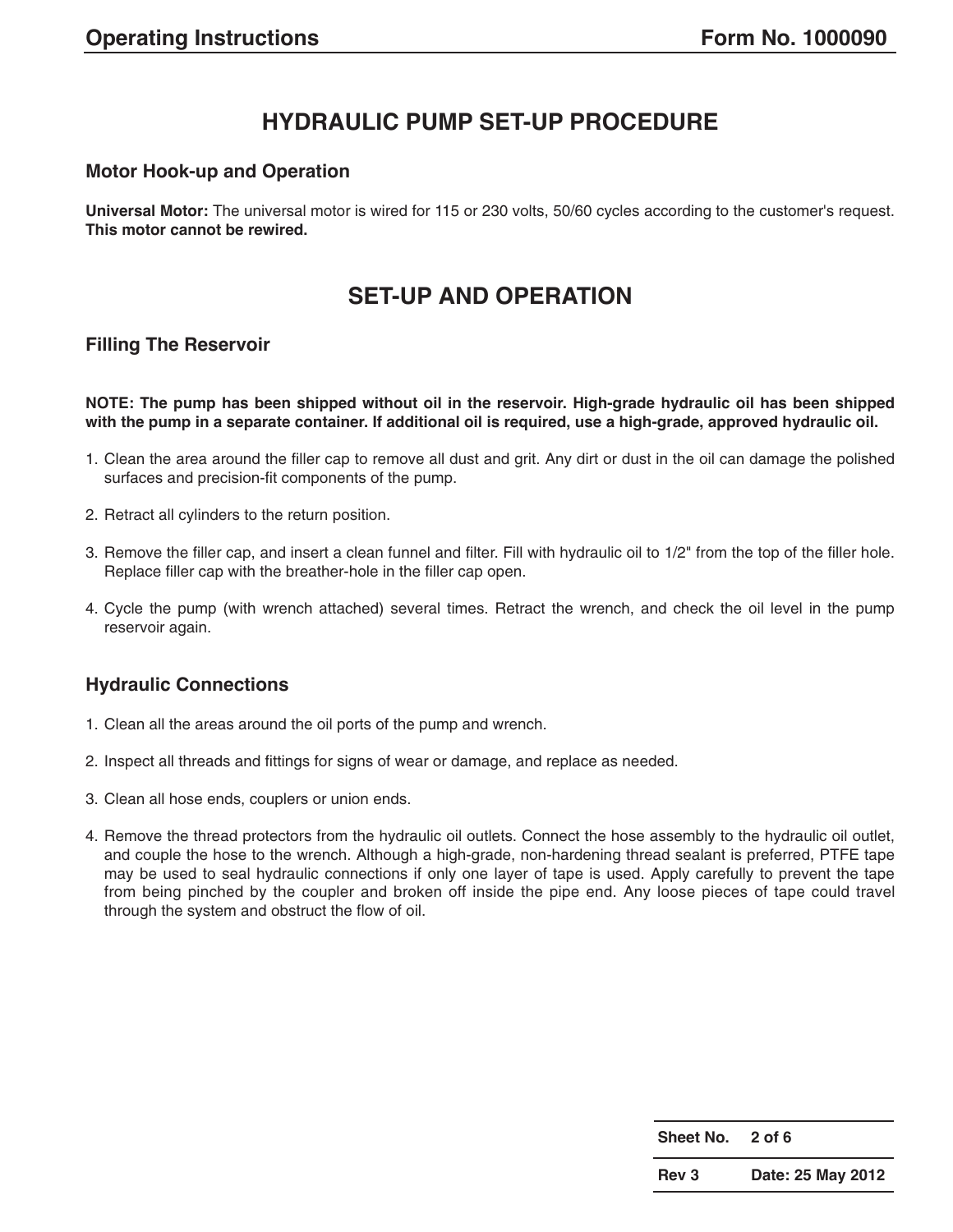# HYDRAULIC PUMP SET-UP PROCEDURE

## Motor Hook-up and Operation

**Universal Motor:** The universal motor is wired for 115 or 230 volts, 50/60 cycles according to the customer's request. **This motor cannot be rewired.**

# SET-UP AND OPERATION

## Filling The Reservoir

**NOTE: The pump has been shipped without oil in the reservoir. High-grade hydraulic oil has been shipped with the pump in a separate container. If additional oil is required, use a high-grade, approved hydraulic oil.**

1. Clean the area around the filler cap to remove all dust and grit. Any dirt or dust in the oil can damage the polished surfaces and precision-fit components of the pump.
2. Retract all cylinders to the return position.
3. Remove the filler cap, and insert a clean funnel and filter. Fill with hydraulic oil to 1/2" from the top of the filler hole. Replace filler cap with the breather-hole in the filler cap open.
4. Cycle the pump (with wrench attached) several times. Retract the wrench, and check the oil level in the pump reservoir again.

## Hydraulic Connections

1. Clean all the areas around the oil ports of the pump and wrench.
2. Inspect all threads and fittings for signs of wear or damage, and replace as needed.
3. Clean all hose ends, couplers or union ends.
4. Remove the thread protectors from the hydraulic oil outlets. Connect the hose assembly to the hydraulic oil outlet, and couple the hose to the wrench. Although a high-grade, non-hardening thread sealant is preferred, PTFE tape may be used to seal hydraulic connections if only one layer of tape is used. Apply carefully to prevent the tape from being pinched by the coupler and broken off inside the pipe end. Any loose pieces of tape could travel through the system and obstruct the flow of oil.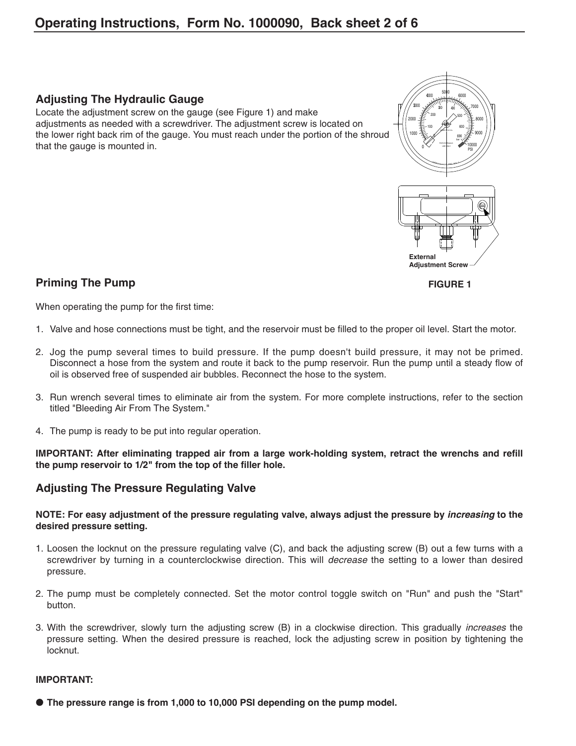## Adjusting The Hydraulic Gauge

Locate the adjustment screw on the gauge (see Figure 1) and make adjustments as needed with a screwdriver. The adjustment screw is located on the lower right back rim of the gauge. You must reach under the portion of the shroud that the gauge is mounted in.

External Adjustment Screw

**FIGURE 1**

## Priming The Pump

When operating the pump for the first time:

1. Valve and hose connections must be tight, and the reservoir must be filled to the proper oil level. Start the motor.
2. Jog the pump several times to build pressure. If the pump doesn't build pressure, it may not be primed. Disconnect a hose from the system and route it back to the pump reservoir. Run the pump until a steady flow of oil is observed free of suspended air bubbles. Reconnect the hose to the system.
3. Run wrench several times to eliminate air from the system. For more complete instructions, refer to the section titled "Bleeding Air From The System."
4. The pump is ready to be put into regular operation.

**IMPORTANT: After eliminating trapped air from a large work-holding system, retract the wrenchs and refill the pump reservoir to 1/2" from the top of the filler hole.**

## Adjusting The Pressure Regulating Valve

**NOTE: For easy adjustment of the pressure regulating valve, always adjust the pressure by *increasing* to the desired pressure setting.**

1. Loosen the locknut on the pressure regulating valve (C), and back the adjusting screw (B) out a few turns with a screwdriver by turning in a counterclockwise direction. This will *decrease* the setting to a lower than desired pressure.
2. The pump must be completely connected. Set the motor control toggle switch on "Run" and push the "Start" button.
3. With the screwdriver, slowly turn the adjusting screw (B) in a clockwise direction. This gradually *increases* the pressure setting. When the desired pressure is reached, lock the adjusting screw in position by tightening the locknut.

**IMPORTANT:**

- **The pressure range is from 1,000 to 10,000 PSI depending on the pump model.**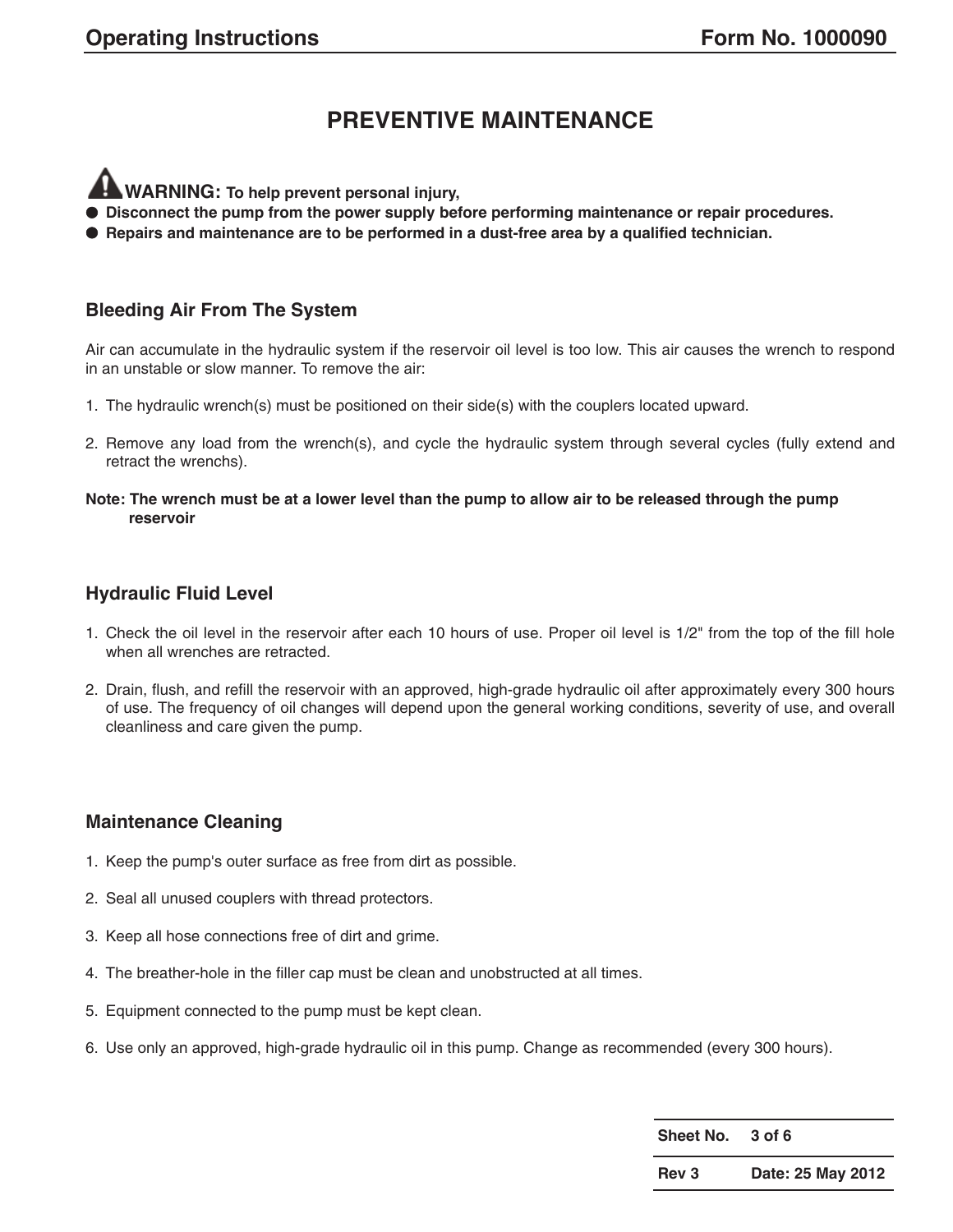# PREVENTIVE MAINTENANCE

**WARNING: To help prevent personal injury,**

- **Disconnect the pump from the power supply before performing maintenance or repair procedures.**
- **Repairs and maintenance are to be performed in a dust-free area by a qualified technician.**

## Bleeding Air From The System

Air can accumulate in the hydraulic system if the reservoir oil level is too low. This air causes the wrench to respond in an unstable or slow manner. To remove the air:

1. The hydraulic wrench(s) must be positioned on their side(s) with the couplers located upward.

2. Remove any load from the wrench(s), and cycle the hydraulic system through several cycles (fully extend and retract the wrenchs).

**Note: The wrench must be at a lower level than the pump to allow air to be released through the pump reservoir**

## Hydraulic Fluid Level

1. Check the oil level in the reservoir after each 10 hours of use. Proper oil level is 1/2" from the top of the fill hole when all wrenches are retracted.

2. Drain, flush, and refill the reservoir with an approved, high-grade hydraulic oil after approximately every 300 hours of use. The frequency of oil changes will depend upon the general working conditions, severity of use, and overall cleanliness and care given the pump.

## Maintenance Cleaning

1. Keep the pump's outer surface as free from dirt as possible.

2. Seal all unused couplers with thread protectors.

3. Keep all hose connections free of dirt and grime.

4. The breather-hole in the filler cap must be clean and unobstructed at all times.

5. Equipment connected to the pump must be kept clean.

6. Use only an approved, high-grade hydraulic oil in this pump. Change as recommended (every 300 hours).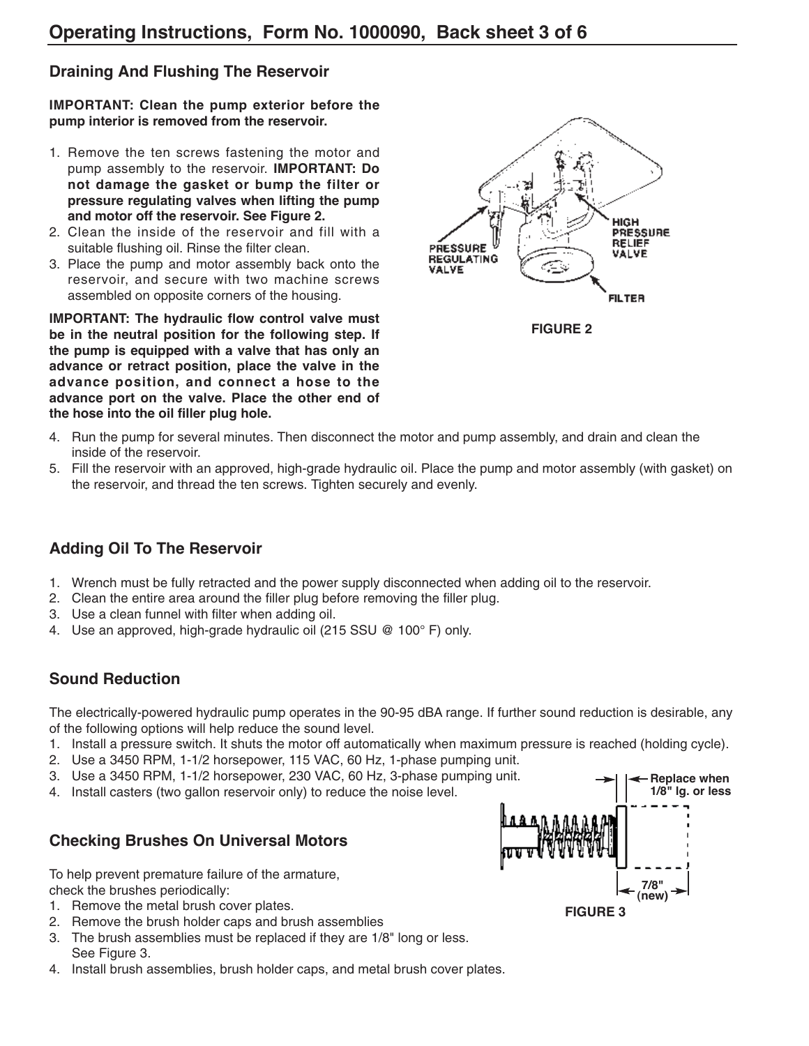## Draining And Flushing The Reservoir

**IMPORTANT: Clean the pump exterior before the pump interior is removed from the reservoir.**

1. Remove the ten screws fastening the motor and pump assembly to the reservoir. **IMPORTANT: Do not damage the gasket or bump the filter or pressure regulating valves when lifting the pump and motor off the reservoir. See Figure 2.**
2. Clean the inside of the reservoir and fill with a suitable flushing oil. Rinse the filter clean.
3. Place the pump and motor assembly back onto the reservoir, and secure with two machine screws assembled on opposite corners of the housing.

**IMPORTANT: The hydraulic flow control valve must be in the neutral position for the following step. If the pump is equipped with a valve that has only an advance or retract position, place the valve in the advance position, and connect a hose to the advance port on the valve. Place the other end of the hose into the oil filler plug hole.**

4. Run the pump for several minutes. Then disconnect the motor and pump assembly, and drain and clean the inside of the reservoir.
5. Fill the reservoir with an approved, high-grade hydraulic oil. Place the pump and motor assembly (with gasket) on the reservoir, and thread the ten screws. Tighten securely and evenly.

PRESSURE REGULATING VALVE

HIGH PRESSURE RELIEF VALVE

FILTER

FIGURE 2

## Adding Oil To The Reservoir

1. Wrench must be fully retracted and the power supply disconnected when adding oil to the reservoir.
2. Clean the entire area around the filler plug before removing the filler plug.
3. Use a clean funnel with filter when adding oil.
4. Use an approved, high-grade hydraulic oil (215 SSU @ 100° F) only.

## Sound Reduction

The electrically-powered hydraulic pump operates in the 90-95 dBA range. If further sound reduction is desirable, any of the following options will help reduce the sound level.

1. Install a pressure switch. It shuts the motor off automatically when maximum pressure is reached (holding cycle).
2. Use a 3450 RPM, 1-1/2 horsepower, 115 VAC, 60 Hz, 1-phase pumping unit.
3. Use a 3450 RPM, 1-1/2 horsepower, 230 VAC, 60 Hz, 3-phase pumping unit.
4. Install casters (two gallon reservoir only) to reduce the noise level.

## Checking Brushes On Universal Motors

To help prevent premature failure of the armature, check the brushes periodically:

1. Remove the metal brush cover plates.
2. Remove the brush holder caps and brush assemblies
3. The brush assemblies must be replaced if they are 1/8" long or less. See Figure 3.
4. Install brush assemblies, brush holder caps, and metal brush cover plates.

Replace when 1/8" lg. or less

7/8" (new)

FIGURE 3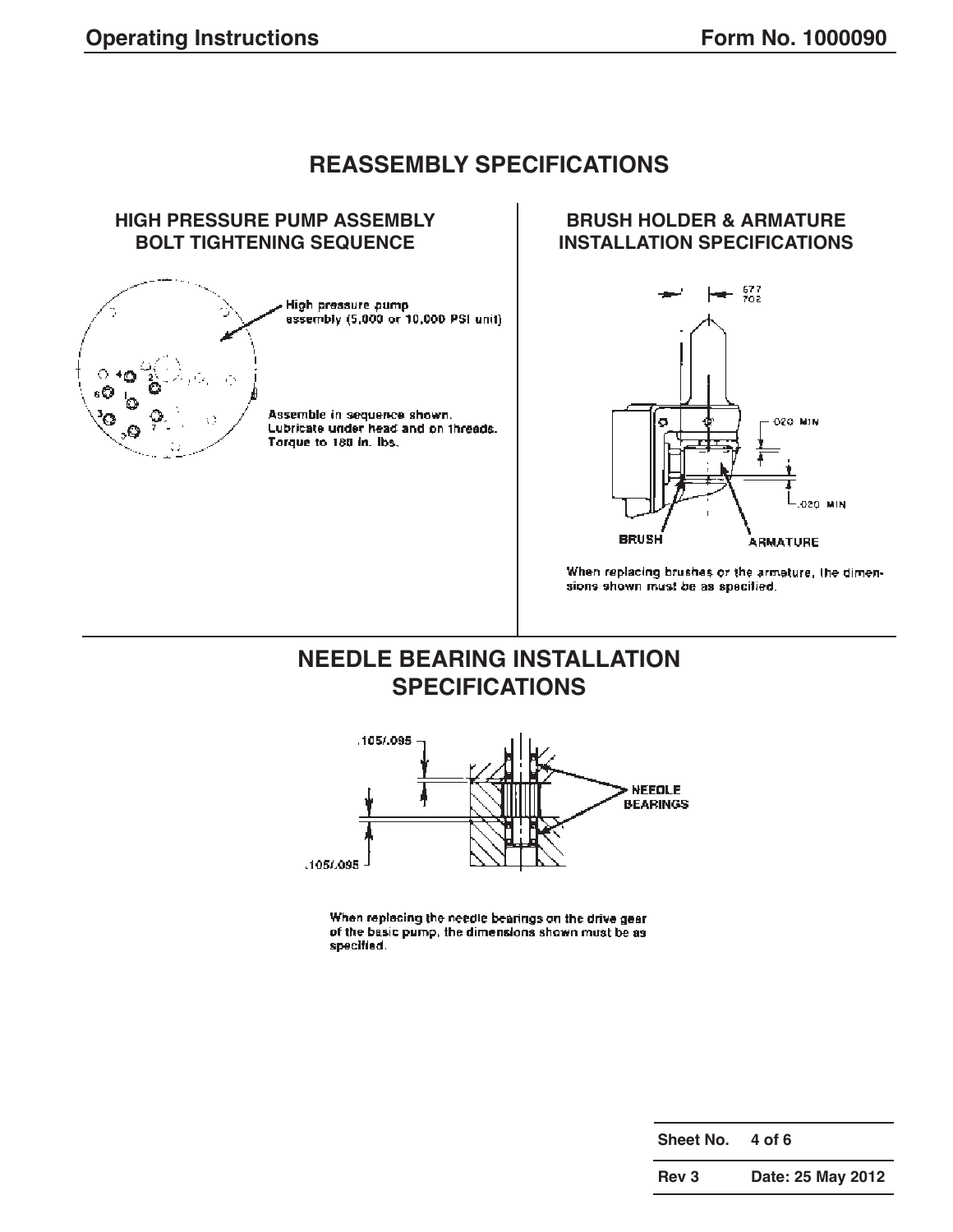# REASSEMBLY SPECIFICATIONS

## HIGH PRESSURE PUMP ASSEMBLY BOLT TIGHTENING SEQUENCE

High pressure pump assembly (5,000 or 10,000 PSI unit)

Assemble in sequence shown.
Lubricate under head and on threads.
Torque to 180 in. lbs.

## BRUSH HOLDER & ARMATURE INSTALLATION SPECIFICATIONS

.677/.702

.020 MIN

.020 MIN

BRUSH

ARMATURE

When replacing brushes or the armature, the dimensions shown must be as specified.

# NEEDLE BEARING INSTALLATION SPECIFICATIONS

.105/.095

.105/.095

NEEDLE BEARINGS

When replacing the needle bearings on the drive gear of the basic pump, the dimensions shown must be as specified.

| Sheet No. | 4 of 6 |
|---|---|
| Rev 3 | Date: 25 May 2012 |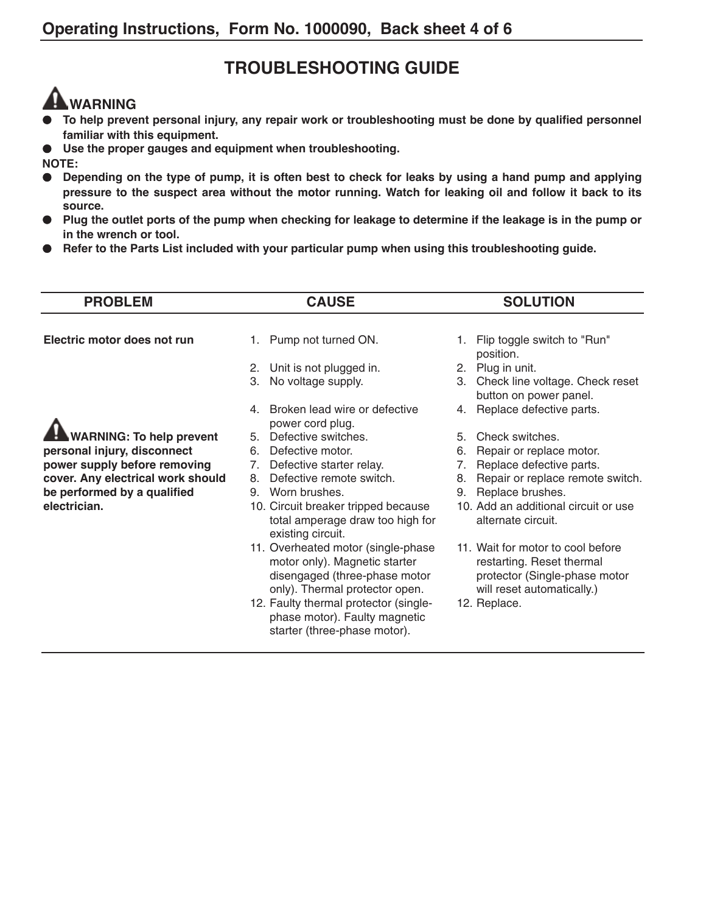# TROUBLESHOOTING GUIDE

**⚠ WARNING**

- **To help prevent personal injury, any repair work or troubleshooting must be done by qualified personnel familiar with this equipment.**
- **Use the proper gauges and equipment when troubleshooting.**

**NOTE:**

- **Depending on the type of pump, it is often best to check for leaks by using a hand pump and applying pressure to the suspect area without the motor running. Watch for leaking oil and follow it back to its source.**
- **Plug the outlet ports of the pump when checking for leakage to determine if the leakage is in the pump or in the wrench or tool.**
- **Refer to the Parts List included with your particular pump when using this troubleshooting guide.**

| PROBLEM | CAUSE | SOLUTION |
|---|---|---|
| **Electric motor does not run** | 1. Pump not turned ON. | 1. Flip toggle switch to "Run" position. |
| | 2. Unit is not plugged in. | 2. Plug in unit. |
| | 3. No voltage supply. | 3. Check line voltage. Check reset button on power panel. |
| | 4. Broken lead wire or defective power cord plug. | 4. Replace defective parts. |
| **⚠ WARNING: To help prevent personal injury, disconnect power supply before removing cover. Any electrical work should be performed by a qualified electrician.** | 5. Defective switches. | 5. Check switches. |
| | 6. Defective motor. | 6. Repair or replace motor. |
| | 7. Defective starter relay. | 7. Replace defective parts. |
| | 8. Defective remote switch. | 8. Repair or replace remote switch. |
| | 9. Worn brushes. | 9. Replace brushes. |
| | 10. Circuit breaker tripped because total amperage draw too high for existing circuit. | 10. Add an additional circuit or use alternate circuit. |
| | 11. Overheated motor (single-phase motor only). Magnetic starter disengaged (three-phase motor only). Thermal protector open. | 11. Wait for motor to cool before restarting. Reset thermal protector (Single-phase motor will reset automatically.) |
| | 12. Faulty thermal protector (single-phase motor). Faulty magnetic starter (three-phase motor). | 12. Replace. |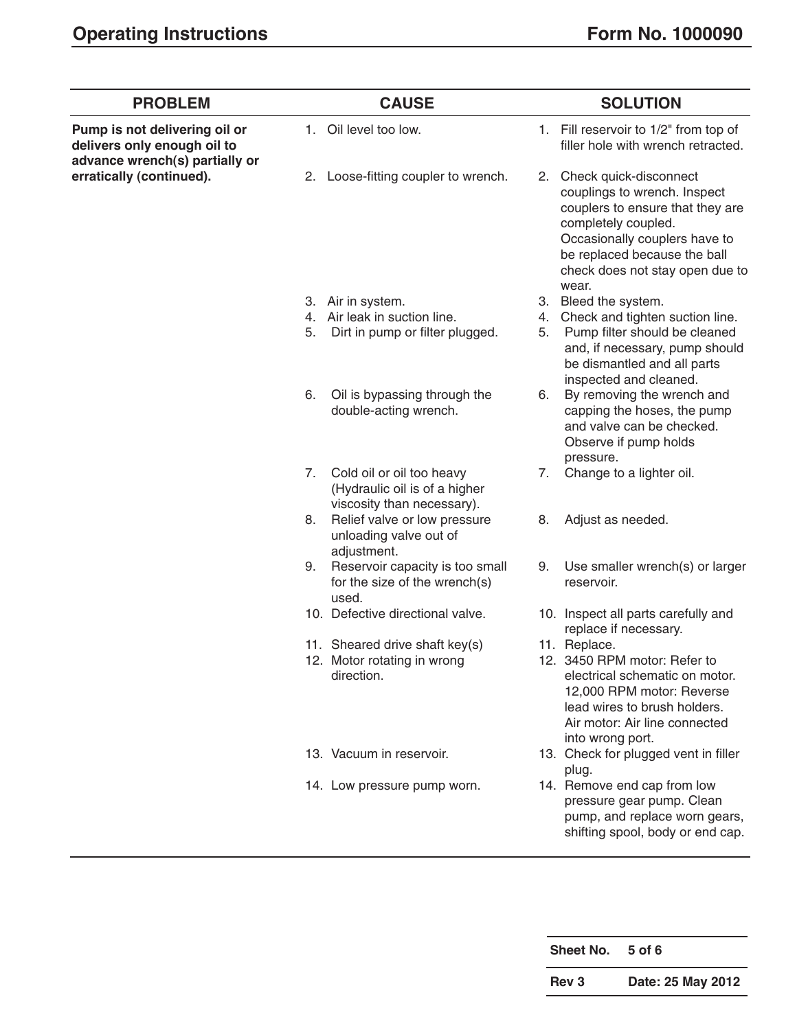| PROBLEM | CAUSE | SOLUTION |
|---|---|---|
| **Pump is not delivering oil or delivers only enough oil to advance wrench(s) partially or erratically (continued).** | 1. Oil level too low. | 1. Fill reservoir to 1/2" from top of filler hole with wrench retracted. |
| | 2. Loose-fitting coupler to wrench. | 2. Check quick-disconnect couplings to wrench. Inspect couplers to ensure that they are completely coupled. Occasionally couplers have to be replaced because the ball check does not stay open due to wear. |
| | 3. Air in system. | 3. Bleed the system. |
| | 4. Air leak in suction line. | 4. Check and tighten suction line. |
| | 5. Dirt in pump or filter plugged. | 5. Pump filter should be cleaned and, if necessary, pump should be dismantled and all parts inspected and cleaned. |
| | 6. Oil is bypassing through the double-acting wrench. | 6. By removing the wrench and capping the hoses, the pump and valve can be checked. Observe if pump holds pressure. |
| | 7. Cold oil or oil too heavy (Hydraulic oil is of a higher viscosity than necessary). | 7. Change to a lighter oil. |
| | 8. Relief valve or low pressure unloading valve out of adjustment. | 8. Adjust as needed. |
| | 9. Reservoir capacity is too small for the size of the wrench(s) used. | 9. Use smaller wrench(s) or larger reservoir. |
| | 10. Defective directional valve. | 10. Inspect all parts carefully and replace if necessary. |
| | 11. Sheared drive shaft key(s) | 11. Replace. |
| | 12. Motor rotating in wrong direction. | 12. 3450 RPM motor: Refer to electrical schematic on motor. 12,000 RPM motor: Reverse lead wires to brush holders. Air motor: Air line connected into wrong port. |
| | 13. Vacuum in reservoir. | 13. Check for plugged vent in filler plug. |
| | 14. Low pressure pump worn. | 14. Remove end cap from low pressure gear pump. Clean pump, and replace worn gears, shifting spool, body or end cap. |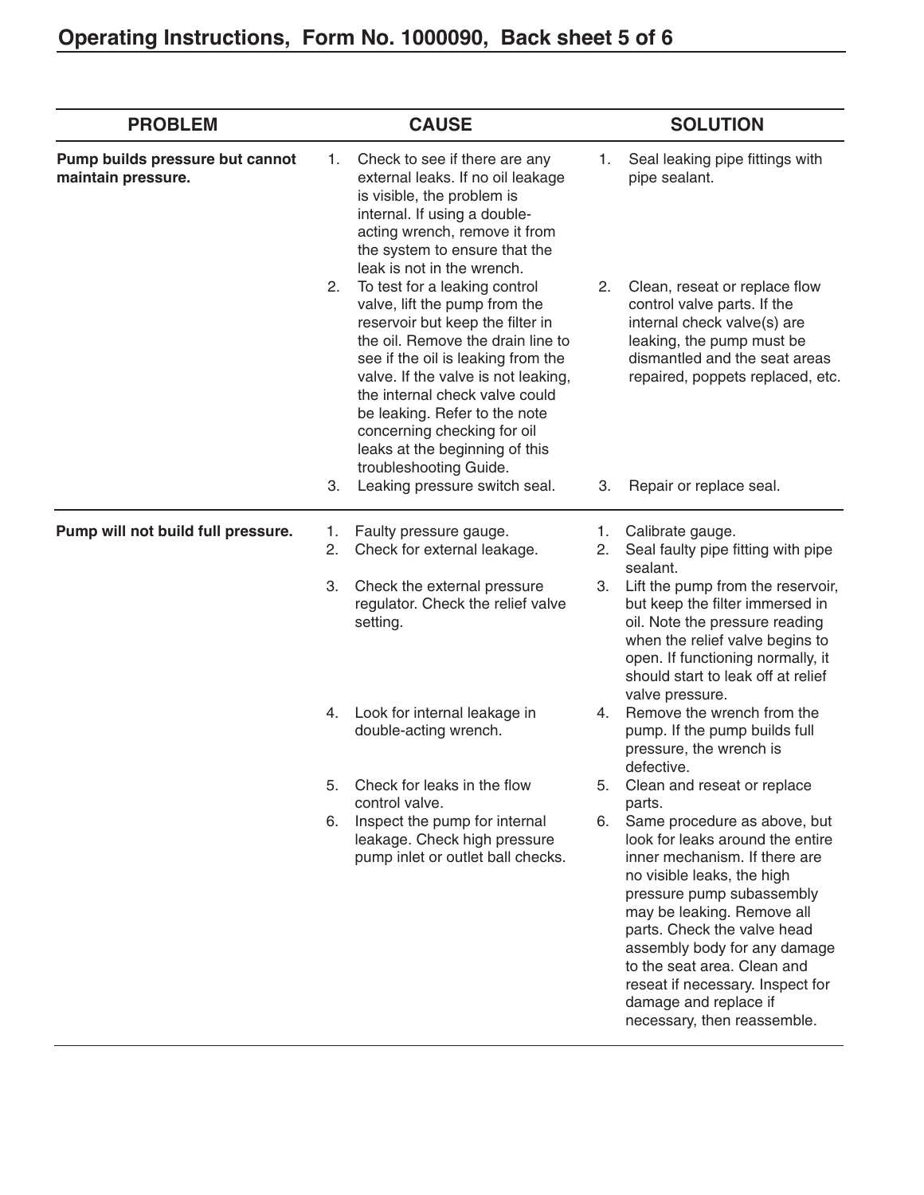| PROBLEM | CAUSE | SOLUTION |
|---|---|---|
| **Pump builds pressure but cannot maintain pressure.** | 1. Check to see if there are any external leaks. If no oil leakage is visible, the problem is internal. If using a double-acting wrench, remove it from the system to ensure that the leak is not in the wrench. | 1. Seal leaking pipe fittings with pipe sealant. |
| | 2. To test for a leaking control valve, lift the pump from the reservoir but keep the filter in the oil. Remove the drain line to see if the oil is leaking from the valve. If the valve is not leaking, the internal check valve could be leaking. Refer to the note concerning checking for oil leaks at the beginning of this troubleshooting Guide. | 2. Clean, reseat or replace flow control valve parts. If the internal check valve(s) are leaking, the pump must be dismantled and the seat areas repaired, poppets replaced, etc. |
| | 3. Leaking pressure switch seal. | 3. Repair or replace seal. |
| **Pump will not build full pressure.** | 1. Faulty pressure gauge. | 1. Calibrate gauge. |
| | 2. Check for external leakage. | 2. Seal faulty pipe fitting with pipe sealant. |
| | 3. Check the external pressure regulator. Check the relief valve setting. | 3. Lift the pump from the reservoir, but keep the filter immersed in oil. Note the pressure reading when the relief valve begins to open. If functioning normally, it should start to leak off at relief valve pressure. |
| | 4. Look for internal leakage in double-acting wrench. | 4. Remove the wrench from the pump. If the pump builds full pressure, the wrench is defective. |
| | 5. Check for leaks in the flow control valve. | 5. Clean and reseat or replace parts. |
| | 6. Inspect the pump for internal leakage. Check high pressure pump inlet or outlet ball checks. | 6. Same procedure as above, but look for leaks around the entire inner mechanism. If there are no visible leaks, the high pressure pump subassembly may be leaking. Remove all parts. Check the valve head assembly body for any damage to the seat area. Clean and reseat if necessary. Inspect for damage and replace if necessary, then reassemble. |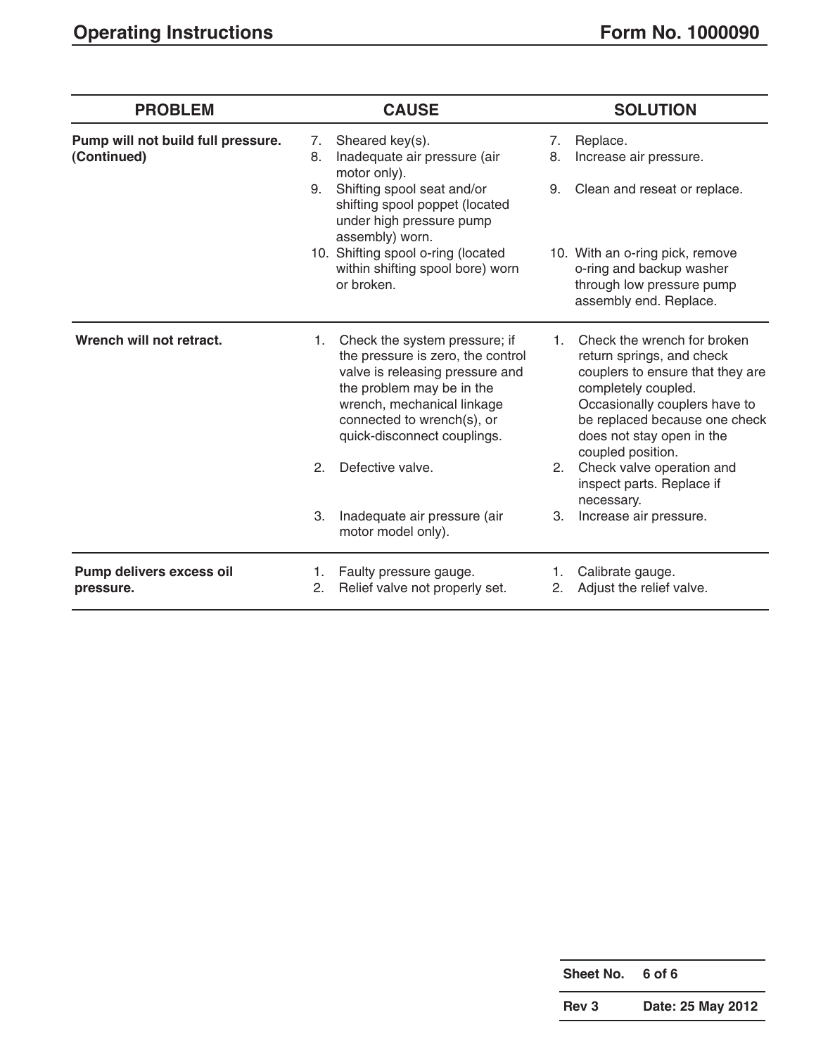| PROBLEM | CAUSE | SOLUTION |
|---|---|---|
| **Pump will not build full pressure. (Continued)** | 7. Sheared key(s).<br>8. Inadequate air pressure (air motor only).<br>9. Shifting spool seat and/or shifting spool poppet (located under high pressure pump assembly) worn.<br>10. Shifting spool o-ring (located within shifting spool bore) worn or broken. | 7. Replace.<br>8. Increase air pressure.<br>9. Clean and reseat or replace.<br>10. With an o-ring pick, remove o-ring and backup washer through low pressure pump assembly end. Replace. |
| **Wrench will not retract.** | 1. Check the system pressure; if the pressure is zero, the control valve is releasing pressure and the problem may be in the wrench, mechanical linkage connected to wrench(s), or quick-disconnect couplings.<br>2. Defective valve.<br>3. Inadequate air pressure (air motor model only). | 1. Check the wrench for broken return springs, and check couplers to ensure that they are completely coupled. Occasionally couplers have to be replaced because one check does not stay open in the coupled position.<br>2. Check valve operation and inspect parts. Replace if necessary.<br>3. Increase air pressure. |
| **Pump delivers excess oil pressure.** | 1. Faulty pressure gauge.<br>2. Relief valve not properly set. | 1. Calibrate gauge.<br>2. Adjust the relief valve. |

| Sheet No. | 6 of 6 |
|---|---|
| Rev 3 | Date: 25 May 2012 |